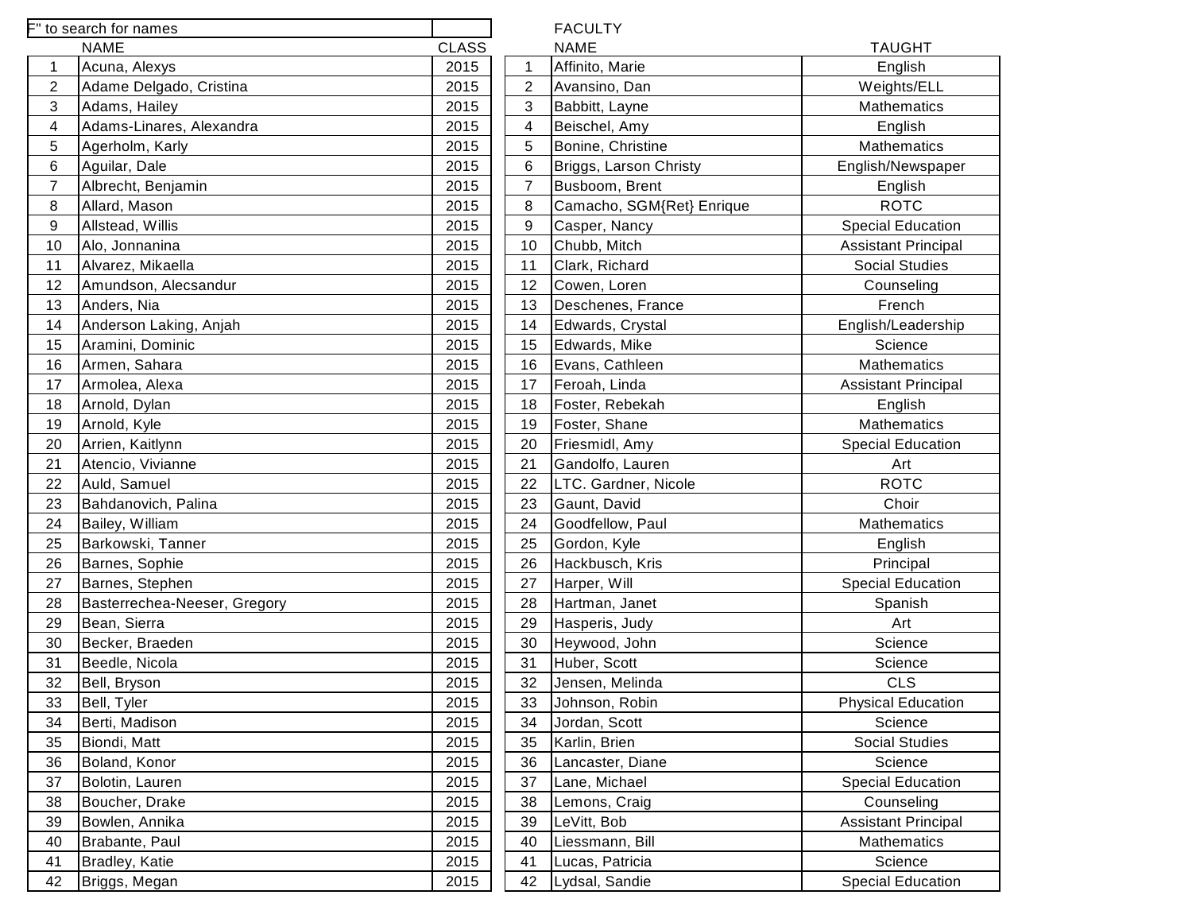F" to search for names

| | NAME | CLASS |
|---|---|---|
| 1 | Acuna, Alexys | 2015 |
| 2 | Adame Delgado, Cristina | 2015 |
| 3 | Adams, Hailey | 2015 |
| 4 | Adams-Linares, Alexandra | 2015 |
| 5 | Agerholm, Karly | 2015 |
| 6 | Aguilar, Dale | 2015 |
| 7 | Albrecht, Benjamin | 2015 |
| 8 | Allard, Mason | 2015 |
| 9 | Allstead, Willis | 2015 |
| 10 | Alo, Jonnanina | 2015 |
| 11 | Alvarez, Mikaella | 2015 |
| 12 | Amundson, Alecsandur | 2015 |
| 13 | Anders, Nia | 2015 |
| 14 | Anderson Laking, Anjah | 2015 |
| 15 | Aramini, Dominic | 2015 |
| 16 | Armen, Sahara | 2015 |
| 17 | Armolea, Alexa | 2015 |
| 18 | Arnold, Dylan | 2015 |
| 19 | Arnold, Kyle | 2015 |
| 20 | Arrien, Kaitlynn | 2015 |
| 21 | Atencio, Vivianne | 2015 |
| 22 | Auld, Samuel | 2015 |
| 23 | Bahdanovich, Palina | 2015 |
| 24 | Bailey, William | 2015 |
| 25 | Barkowski, Tanner | 2015 |
| 26 | Barnes, Sophie | 2015 |
| 27 | Barnes, Stephen | 2015 |
| 28 | Basterrechea-Neeser, Gregory | 2015 |
| 29 | Bean, Sierra | 2015 |
| 30 | Becker, Braeden | 2015 |
| 31 | Beedle, Nicola | 2015 |
| 32 | Bell, Bryson | 2015 |
| 33 | Bell, Tyler | 2015 |
| 34 | Berti, Madison | 2015 |
| 35 | Biondi, Matt | 2015 |
| 36 | Boland, Konor | 2015 |
| 37 | Bolotin, Lauren | 2015 |
| 38 | Boucher, Drake | 2015 |
| 39 | Bowlen, Annika | 2015 |
| 40 | Brabante, Paul | 2015 |
| 41 | Bradley, Katie | 2015 |
| 42 | Briggs, Megan | 2015 |

FACULTY

| | NAME | TAUGHT |
|---|---|---|
| 1 | Affinito, Marie | English |
| 2 | Avansino, Dan | Weights/ELL |
| 3 | Babbitt, Layne | Mathematics |
| 4 | Beischel, Amy | English |
| 5 | Bonine, Christine | Mathematics |
| 6 | Briggs, Larson Christy | English/Newspaper |
| 7 | Busboom, Brent | English |
| 8 | Camacho, SGM{Ret} Enrique | ROTC |
| 9 | Casper, Nancy | Special Education |
| 10 | Chubb, Mitch | Assistant Principal |
| 11 | Clark, Richard | Social Studies |
| 12 | Cowen, Loren | Counseling |
| 13 | Deschenes, France | French |
| 14 | Edwards, Crystal | English/Leadership |
| 15 | Edwards, Mike | Science |
| 16 | Evans, Cathleen | Mathematics |
| 17 | Feroah, Linda | Assistant Principal |
| 18 | Foster, Rebekah | English |
| 19 | Foster, Shane | Mathematics |
| 20 | Friesmidl, Amy | Special Education |
| 21 | Gandolfo, Lauren | Art |
| 22 | LTC. Gardner, Nicole | ROTC |
| 23 | Gaunt, David | Choir |
| 24 | Goodfellow, Paul | Mathematics |
| 25 | Gordon, Kyle | English |
| 26 | Hackbusch, Kris | Principal |
| 27 | Harper, Will | Special Education |
| 28 | Hartman, Janet | Spanish |
| 29 | Hasperis, Judy | Art |
| 30 | Heywood, John | Science |
| 31 | Huber, Scott | Science |
| 32 | Jensen, Melinda | CLS |
| 33 | Johnson, Robin | Physical Education |
| 34 | Jordan, Scott | Science |
| 35 | Karlin, Brien | Social Studies |
| 36 | Lancaster, Diane | Science |
| 37 | Lane, Michael | Special Education |
| 38 | Lemons, Craig | Counseling |
| 39 | LeVitt, Bob | Assistant Principal |
| 40 | Liessmann, Bill | Mathematics |
| 41 | Lucas, Patricia | Science |
| 42 | Lydsal, Sandie | Special Education |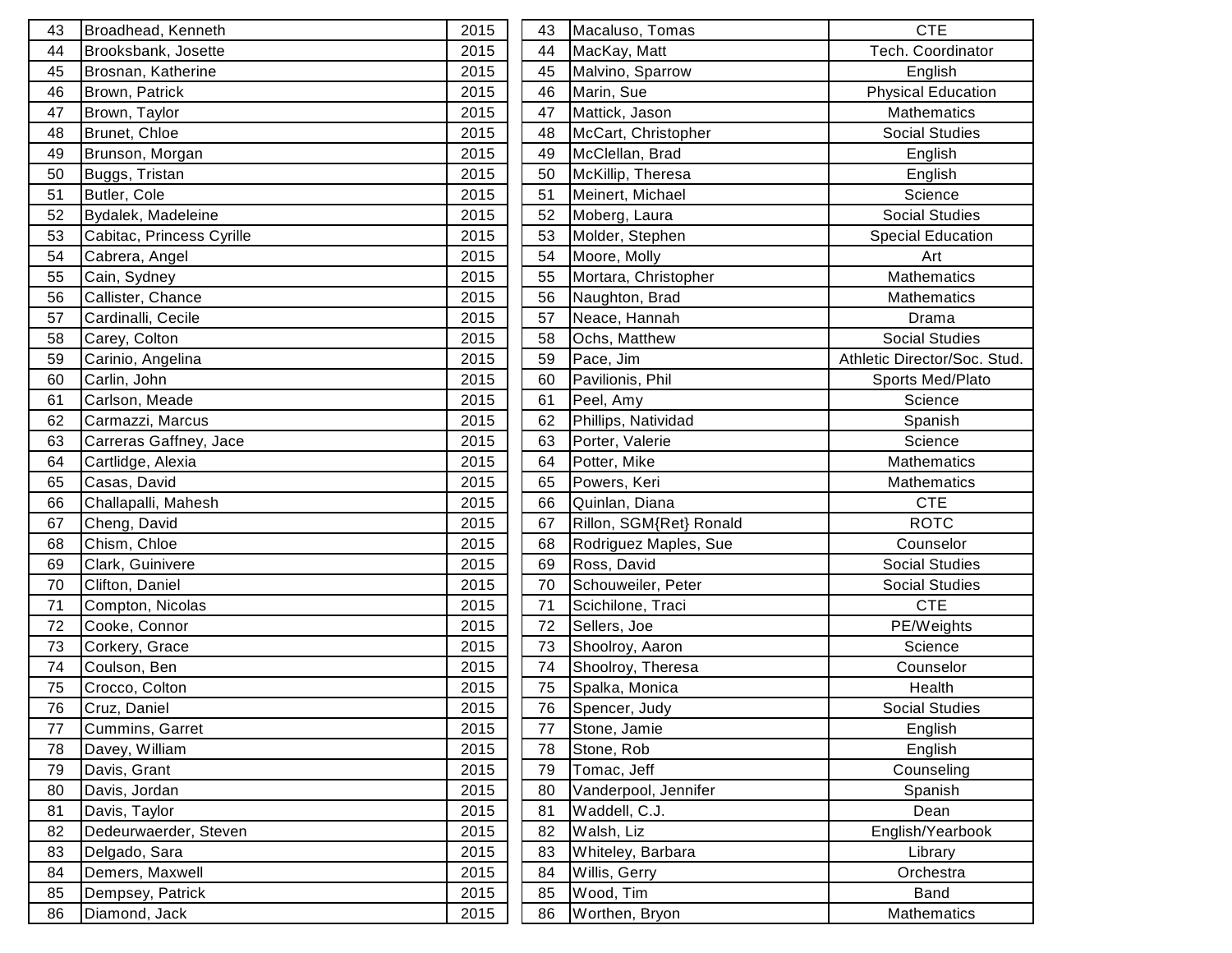| 43 | Broadhead, Kenneth | 2015 |
|---|---|---|
| 44 | Brooksbank, Josette | 2015 |
| 45 | Brosnan, Katherine | 2015 |
| 46 | Brown, Patrick | 2015 |
| 47 | Brown, Taylor | 2015 |
| 48 | Brunet, Chloe | 2015 |
| 49 | Brunson, Morgan | 2015 |
| 50 | Buggs, Tristan | 2015 |
| 51 | Butler, Cole | 2015 |
| 52 | Bydalek, Madeleine | 2015 |
| 53 | Cabitac, Princess Cyrille | 2015 |
| 54 | Cabrera, Angel | 2015 |
| 55 | Cain, Sydney | 2015 |
| 56 | Callister, Chance | 2015 |
| 57 | Cardinalli, Cecile | 2015 |
| 58 | Carey, Colton | 2015 |
| 59 | Carinio, Angelina | 2015 |
| 60 | Carlin, John | 2015 |
| 61 | Carlson, Meade | 2015 |
| 62 | Carmazzi, Marcus | 2015 |
| 63 | Carreras Gaffney, Jace | 2015 |
| 64 | Cartlidge, Alexia | 2015 |
| 65 | Casas, David | 2015 |
| 66 | Challapalli, Mahesh | 2015 |
| 67 | Cheng, David | 2015 |
| 68 | Chism, Chloe | 2015 |
| 69 | Clark, Guinivere | 2015 |
| 70 | Clifton, Daniel | 2015 |
| 71 | Compton, Nicolas | 2015 |
| 72 | Cooke, Connor | 2015 |
| 73 | Corkery, Grace | 2015 |
| 74 | Coulson, Ben | 2015 |
| 75 | Crocco, Colton | 2015 |
| 76 | Cruz, Daniel | 2015 |
| 77 | Cummins, Garret | 2015 |
| 78 | Davey, William | 2015 |
| 79 | Davis, Grant | 2015 |
| 80 | Davis, Jordan | 2015 |
| 81 | Davis, Taylor | 2015 |
| 82 | Dedeurwaerder, Steven | 2015 |
| 83 | Delgado, Sara | 2015 |
| 84 | Demers, Maxwell | 2015 |
| 85 | Dempsey, Patrick | 2015 |
| 86 | Diamond, Jack | 2015 |

| 43 | Macaluso, Tomas | CTE |
|---|---|---|
| 44 | MacKay, Matt | Tech. Coordinator |
| 45 | Malvino, Sparrow | English |
| 46 | Marin, Sue | Physical Education |
| 47 | Mattick, Jason | Mathematics |
| 48 | McCart, Christopher | Social Studies |
| 49 | McClellan, Brad | English |
| 50 | McKillip, Theresa | English |
| 51 | Meinert, Michael | Science |
| 52 | Moberg, Laura | Social Studies |
| 53 | Molder, Stephen | Special Education |
| 54 | Moore, Molly | Art |
| 55 | Mortara, Christopher | Mathematics |
| 56 | Naughton, Brad | Mathematics |
| 57 | Neace, Hannah | Drama |
| 58 | Ochs, Matthew | Social Studies |
| 59 | Pace, Jim | Athletic Director/Soc. Stud. |
| 60 | Pavilionis, Phil | Sports Med/Plato |
| 61 | Peel, Amy | Science |
| 62 | Phillips, Natividad | Spanish |
| 63 | Porter, Valerie | Science |
| 64 | Potter, Mike | Mathematics |
| 65 | Powers, Keri | Mathematics |
| 66 | Quinlan, Diana | CTE |
| 67 | Rillon, SGM{Ret} Ronald | ROTC |
| 68 | Rodriguez Maples, Sue | Counselor |
| 69 | Ross, David | Social Studies |
| 70 | Schouweiler, Peter | Social Studies |
| 71 | Scichilone, Traci | CTE |
| 72 | Sellers, Joe | PE/Weights |
| 73 | Shoolroy, Aaron | Science |
| 74 | Shoolroy, Theresa | Counselor |
| 75 | Spalka, Monica | Health |
| 76 | Spencer, Judy | Social Studies |
| 77 | Stone, Jamie | English |
| 78 | Stone, Rob | English |
| 79 | Tomac, Jeff | Counseling |
| 80 | Vanderpool, Jennifer | Spanish |
| 81 | Waddell, C.J. | Dean |
| 82 | Walsh, Liz | English/Yearbook |
| 83 | Whiteley, Barbara | Library |
| 84 | Willis, Gerry | Orchestra |
| 85 | Wood, Tim | Band |
| 86 | Worthen, Bryon | Mathematics |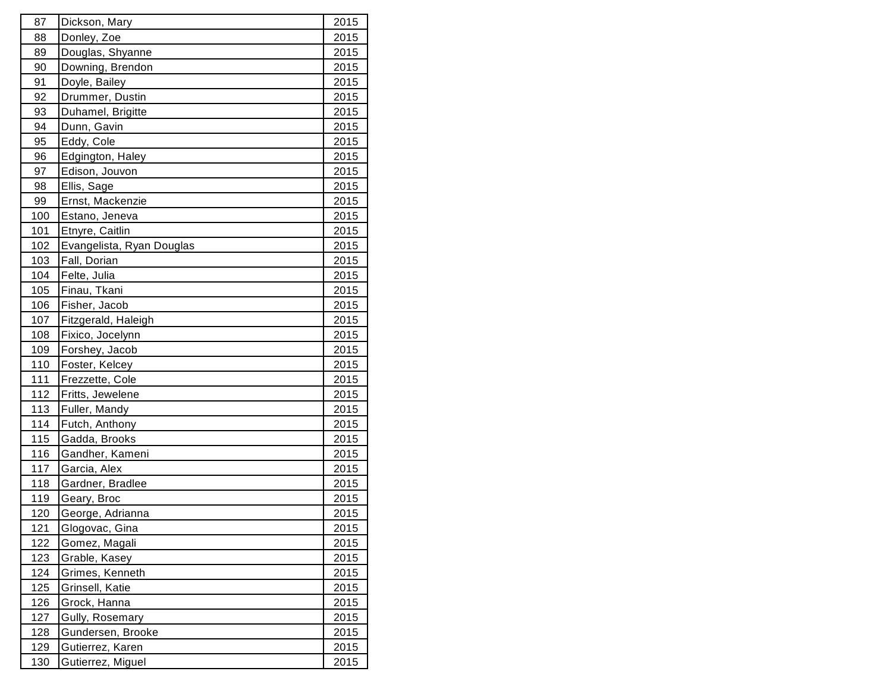| | | |
|---|---|---|
| 87 | Dickson, Mary | 2015 |
| 88 | Donley, Zoe | 2015 |
| 89 | Douglas, Shyanne | 2015 |
| 90 | Downing, Brendon | 2015 |
| 91 | Doyle, Bailey | 2015 |
| 92 | Drummer, Dustin | 2015 |
| 93 | Duhamel, Brigitte | 2015 |
| 94 | Dunn, Gavin | 2015 |
| 95 | Eddy, Cole | 2015 |
| 96 | Edgington, Haley | 2015 |
| 97 | Edison, Jouvon | 2015 |
| 98 | Ellis, Sage | 2015 |
| 99 | Ernst, Mackenzie | 2015 |
| 100 | Estano, Jeneva | 2015 |
| 101 | Etnyre, Caitlin | 2015 |
| 102 | Evangelista, Ryan Douglas | 2015 |
| 103 | Fall, Dorian | 2015 |
| 104 | Felte, Julia | 2015 |
| 105 | Finau, Tkani | 2015 |
| 106 | Fisher, Jacob | 2015 |
| 107 | Fitzgerald, Haleigh | 2015 |
| 108 | Fixico, Jocelynn | 2015 |
| 109 | Forshey, Jacob | 2015 |
| 110 | Foster, Kelcey | 2015 |
| 111 | Frezzette, Cole | 2015 |
| 112 | Fritts, Jewelene | 2015 |
| 113 | Fuller, Mandy | 2015 |
| 114 | Futch, Anthony | 2015 |
| 115 | Gadda, Brooks | 2015 |
| 116 | Gandher, Kameni | 2015 |
| 117 | Garcia, Alex | 2015 |
| 118 | Gardner, Bradlee | 2015 |
| 119 | Geary, Broc | 2015 |
| 120 | George, Adrianna | 2015 |
| 121 | Glogovac, Gina | 2015 |
| 122 | Gomez, Magali | 2015 |
| 123 | Grable, Kasey | 2015 |
| 124 | Grimes, Kenneth | 2015 |
| 125 | Grinsell, Katie | 2015 |
| 126 | Grock, Hanna | 2015 |
| 127 | Gully, Rosemary | 2015 |
| 128 | Gundersen, Brooke | 2015 |
| 129 | Gutierrez, Karen | 2015 |
| 130 | Gutierrez, Miguel | 2015 |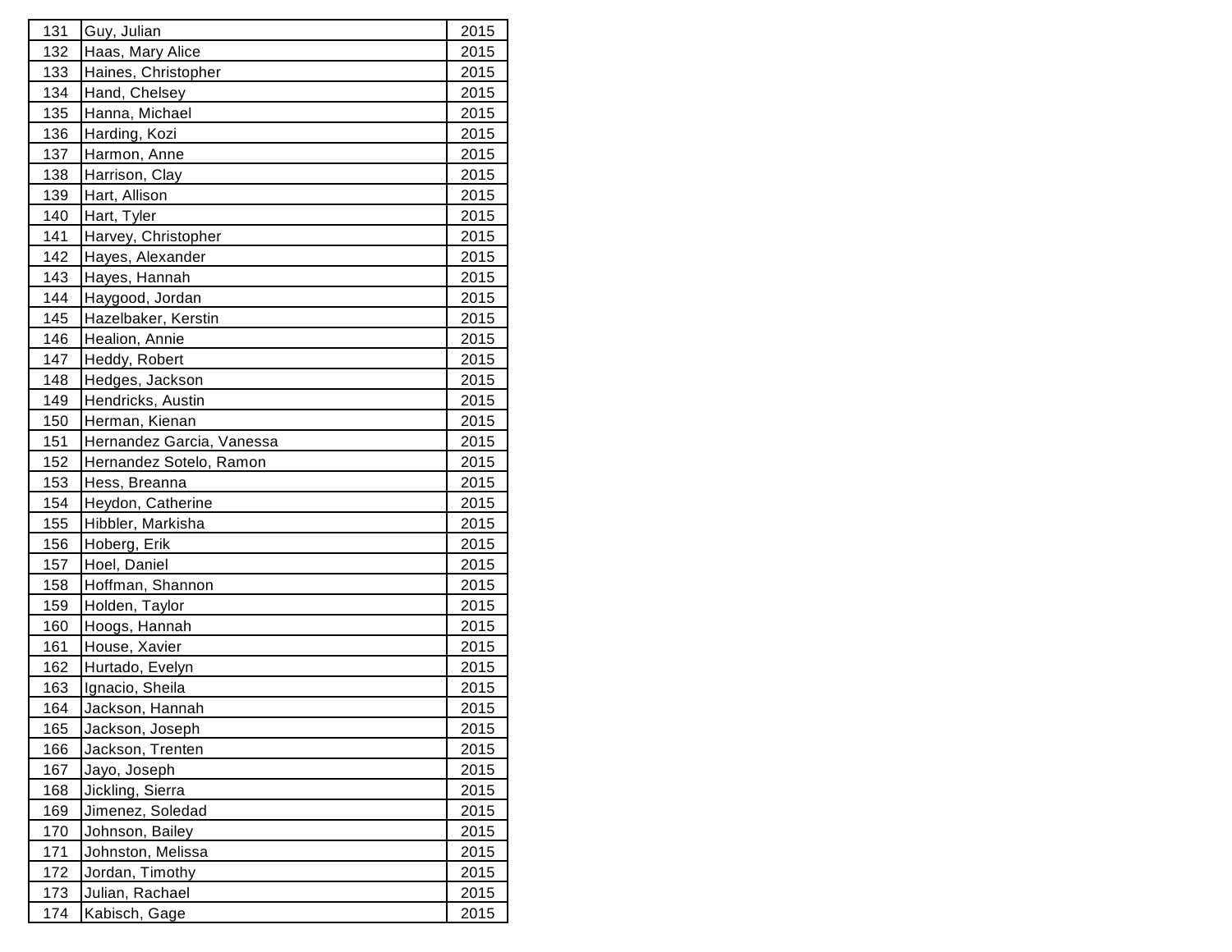| | | |
|---|---|---|
| 131 | Guy, Julian | 2015 |
| 132 | Haas, Mary Alice | 2015 |
| 133 | Haines, Christopher | 2015 |
| 134 | Hand, Chelsey | 2015 |
| 135 | Hanna, Michael | 2015 |
| 136 | Harding, Kozi | 2015 |
| 137 | Harmon, Anne | 2015 |
| 138 | Harrison, Clay | 2015 |
| 139 | Hart, Allison | 2015 |
| 140 | Hart, Tyler | 2015 |
| 141 | Harvey, Christopher | 2015 |
| 142 | Hayes, Alexander | 2015 |
| 143 | Hayes, Hannah | 2015 |
| 144 | Haygood, Jordan | 2015 |
| 145 | Hazelbaker, Kerstin | 2015 |
| 146 | Healion, Annie | 2015 |
| 147 | Heddy, Robert | 2015 |
| 148 | Hedges, Jackson | 2015 |
| 149 | Hendricks, Austin | 2015 |
| 150 | Herman, Kienan | 2015 |
| 151 | Hernandez Garcia, Vanessa | 2015 |
| 152 | Hernandez Sotelo, Ramon | 2015 |
| 153 | Hess, Breanna | 2015 |
| 154 | Heydon, Catherine | 2015 |
| 155 | Hibbler, Markisha | 2015 |
| 156 | Hoberg, Erik | 2015 |
| 157 | Hoel, Daniel | 2015 |
| 158 | Hoffman, Shannon | 2015 |
| 159 | Holden, Taylor | 2015 |
| 160 | Hoogs, Hannah | 2015 |
| 161 | House, Xavier | 2015 |
| 162 | Hurtado, Evelyn | 2015 |
| 163 | Ignacio, Sheila | 2015 |
| 164 | Jackson, Hannah | 2015 |
| 165 | Jackson, Joseph | 2015 |
| 166 | Jackson, Trenten | 2015 |
| 167 | Jayo, Joseph | 2015 |
| 168 | Jickling, Sierra | 2015 |
| 169 | Jimenez, Soledad | 2015 |
| 170 | Johnson, Bailey | 2015 |
| 171 | Johnston, Melissa | 2015 |
| 172 | Jordan, Timothy | 2015 |
| 173 | Julian, Rachael | 2015 |
| 174 | Kabisch, Gage | 2015 |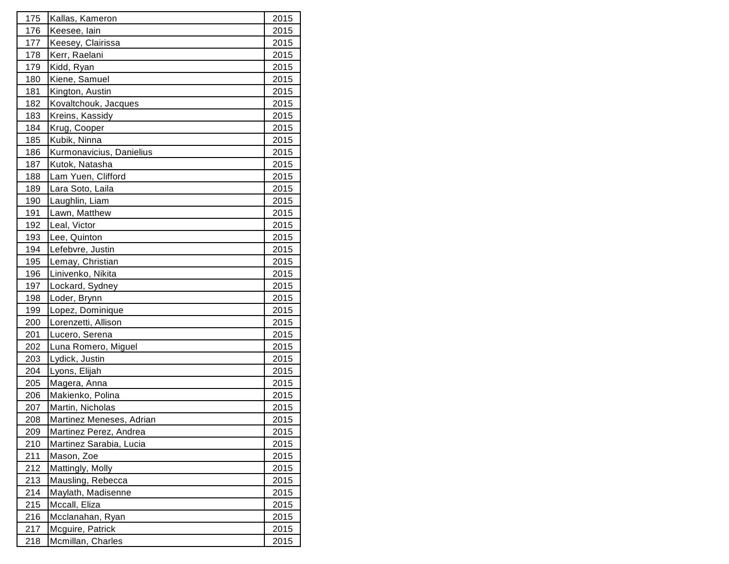| 175 | Kallas, Kameron | 2015 |
|---|---|---|
| 176 | Keesee, Iain | 2015 |
| 177 | Keesey, Clairissa | 2015 |
| 178 | Kerr, Raelani | 2015 |
| 179 | Kidd, Ryan | 2015 |
| 180 | Kiene, Samuel | 2015 |
| 181 | Kington, Austin | 2015 |
| 182 | Kovaltchouk, Jacques | 2015 |
| 183 | Kreins, Kassidy | 2015 |
| 184 | Krug, Cooper | 2015 |
| 185 | Kubik, Ninna | 2015 |
| 186 | Kurmonavicius, Danielius | 2015 |
| 187 | Kutok, Natasha | 2015 |
| 188 | Lam Yuen, Clifford | 2015 |
| 189 | Lara Soto, Laila | 2015 |
| 190 | Laughlin, Liam | 2015 |
| 191 | Lawn, Matthew | 2015 |
| 192 | Leal, Victor | 2015 |
| 193 | Lee, Quinton | 2015 |
| 194 | Lefebvre, Justin | 2015 |
| 195 | Lemay, Christian | 2015 |
| 196 | Linivenko, Nikita | 2015 |
| 197 | Lockard, Sydney | 2015 |
| 198 | Loder, Brynn | 2015 |
| 199 | Lopez, Dominique | 2015 |
| 200 | Lorenzetti, Allison | 2015 |
| 201 | Lucero, Serena | 2015 |
| 202 | Luna Romero, Miguel | 2015 |
| 203 | Lydick, Justin | 2015 |
| 204 | Lyons, Elijah | 2015 |
| 205 | Magera, Anna | 2015 |
| 206 | Makienko, Polina | 2015 |
| 207 | Martin, Nicholas | 2015 |
| 208 | Martinez Meneses, Adrian | 2015 |
| 209 | Martinez Perez, Andrea | 2015 |
| 210 | Martinez Sarabia, Lucia | 2015 |
| 211 | Mason, Zoe | 2015 |
| 212 | Mattingly, Molly | 2015 |
| 213 | Mausling, Rebecca | 2015 |
| 214 | Maylath, Madisenne | 2015 |
| 215 | Mccall, Eliza | 2015 |
| 216 | Mcclanahan, Ryan | 2015 |
| 217 | Mcguire, Patrick | 2015 |
| 218 | Mcmillan, Charles | 2015 |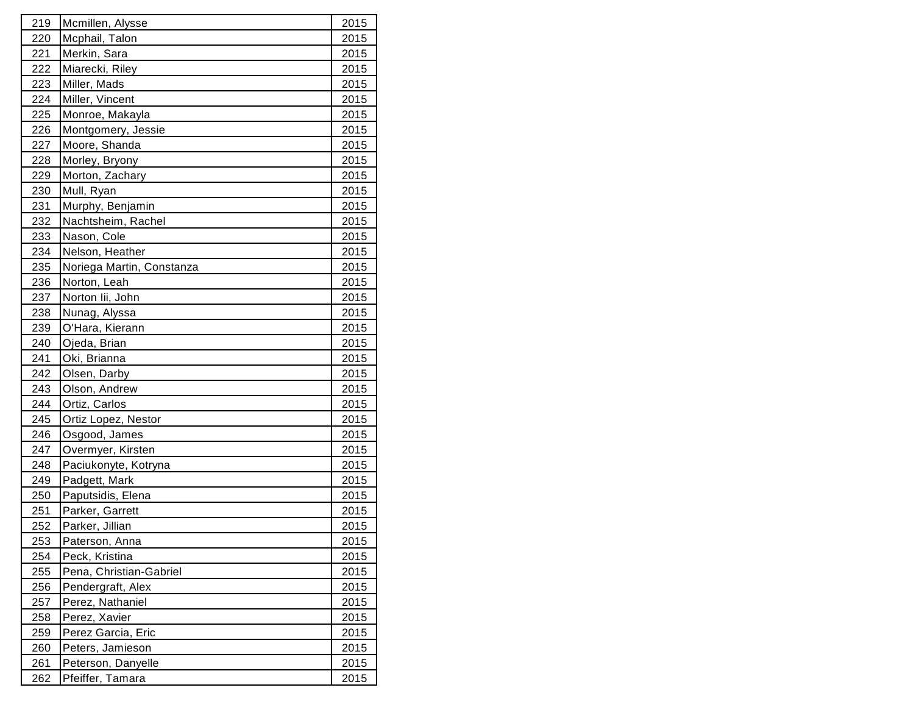| | | |
|---|---|---|
| 219 | Mcmillen, Alysse | 2015 |
| 220 | Mcphail, Talon | 2015 |
| 221 | Merkin, Sara | 2015 |
| 222 | Miarecki, Riley | 2015 |
| 223 | Miller, Mads | 2015 |
| 224 | Miller, Vincent | 2015 |
| 225 | Monroe, Makayla | 2015 |
| 226 | Montgomery, Jessie | 2015 |
| 227 | Moore, Shanda | 2015 |
| 228 | Morley, Bryony | 2015 |
| 229 | Morton, Zachary | 2015 |
| 230 | Mull, Ryan | 2015 |
| 231 | Murphy, Benjamin | 2015 |
| 232 | Nachtsheim, Rachel | 2015 |
| 233 | Nason, Cole | 2015 |
| 234 | Nelson, Heather | 2015 |
| 235 | Noriega Martin, Constanza | 2015 |
| 236 | Norton, Leah | 2015 |
| 237 | Norton Iii, John | 2015 |
| 238 | Nunag, Alyssa | 2015 |
| 239 | O'Hara, Kierann | 2015 |
| 240 | Ojeda, Brian | 2015 |
| 241 | Oki, Brianna | 2015 |
| 242 | Olsen, Darby | 2015 |
| 243 | Olson, Andrew | 2015 |
| 244 | Ortiz, Carlos | 2015 |
| 245 | Ortiz Lopez, Nestor | 2015 |
| 246 | Osgood, James | 2015 |
| 247 | Overmyer, Kirsten | 2015 |
| 248 | Paciukonyte, Kotryna | 2015 |
| 249 | Padgett, Mark | 2015 |
| 250 | Paputsidis, Elena | 2015 |
| 251 | Parker, Garrett | 2015 |
| 252 | Parker, Jillian | 2015 |
| 253 | Paterson, Anna | 2015 |
| 254 | Peck, Kristina | 2015 |
| 255 | Pena, Christian-Gabriel | 2015 |
| 256 | Pendergraft, Alex | 2015 |
| 257 | Perez, Nathaniel | 2015 |
| 258 | Perez, Xavier | 2015 |
| 259 | Perez Garcia, Eric | 2015 |
| 260 | Peters, Jamieson | 2015 |
| 261 | Peterson, Danyelle | 2015 |
| 262 | Pfeiffer, Tamara | 2015 |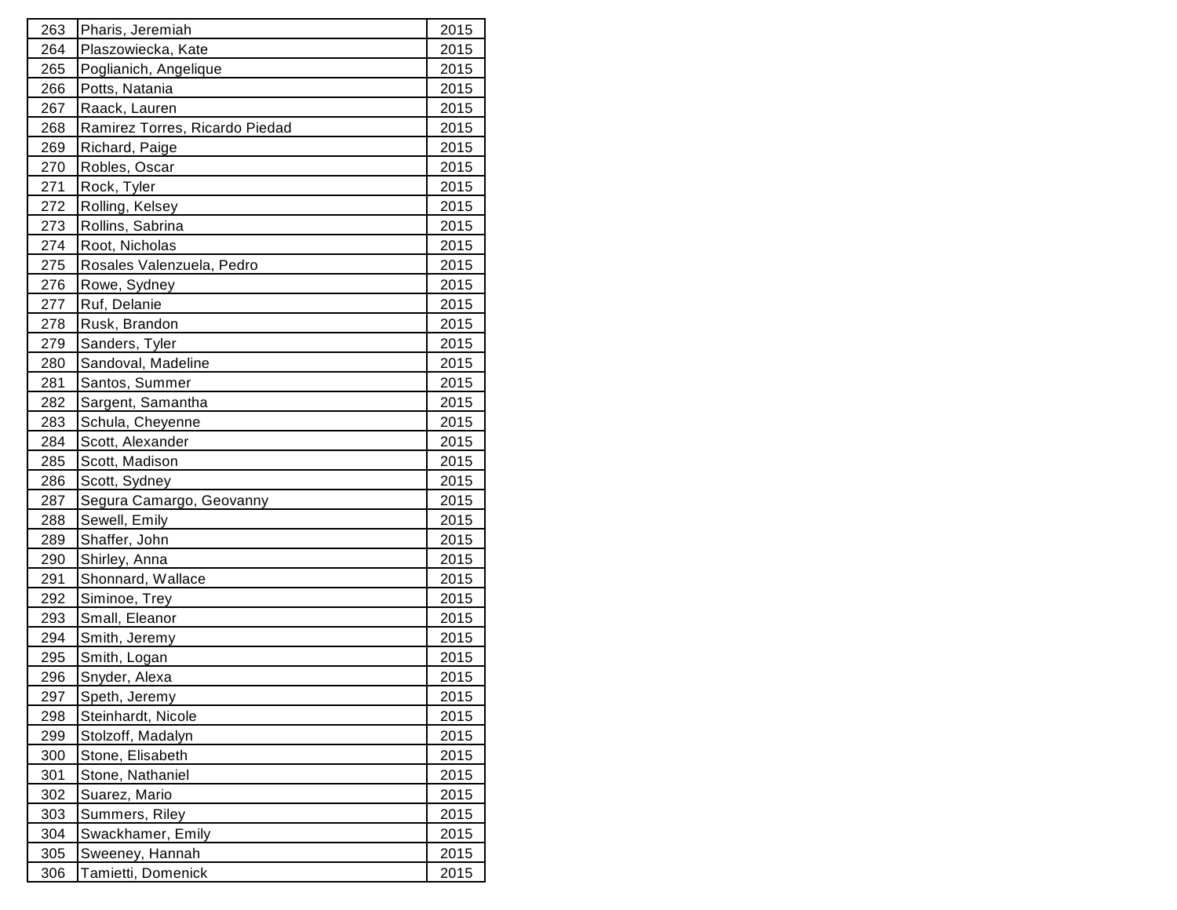| 263 | Pharis, Jeremiah | 2015 |
|---|---|---|
| 264 | Plaszowiecka, Kate | 2015 |
| 265 | Poglianich, Angelique | 2015 |
| 266 | Potts, Natania | 2015 |
| 267 | Raack, Lauren | 2015 |
| 268 | Ramirez Torres, Ricardo Piedad | 2015 |
| 269 | Richard, Paige | 2015 |
| 270 | Robles, Oscar | 2015 |
| 271 | Rock, Tyler | 2015 |
| 272 | Rolling, Kelsey | 2015 |
| 273 | Rollins, Sabrina | 2015 |
| 274 | Root, Nicholas | 2015 |
| 275 | Rosales Valenzuela, Pedro | 2015 |
| 276 | Rowe, Sydney | 2015 |
| 277 | Ruf, Delanie | 2015 |
| 278 | Rusk, Brandon | 2015 |
| 279 | Sanders, Tyler | 2015 |
| 280 | Sandoval, Madeline | 2015 |
| 281 | Santos, Summer | 2015 |
| 282 | Sargent, Samantha | 2015 |
| 283 | Schula, Cheyenne | 2015 |
| 284 | Scott, Alexander | 2015 |
| 285 | Scott, Madison | 2015 |
| 286 | Scott, Sydney | 2015 |
| 287 | Segura Camargo, Geovanny | 2015 |
| 288 | Sewell, Emily | 2015 |
| 289 | Shaffer, John | 2015 |
| 290 | Shirley, Anna | 2015 |
| 291 | Shonnard, Wallace | 2015 |
| 292 | Siminoe, Trey | 2015 |
| 293 | Small, Eleanor | 2015 |
| 294 | Smith, Jeremy | 2015 |
| 295 | Smith, Logan | 2015 |
| 296 | Snyder, Alexa | 2015 |
| 297 | Speth, Jeremy | 2015 |
| 298 | Steinhardt, Nicole | 2015 |
| 299 | Stolzoff, Madalyn | 2015 |
| 300 | Stone, Elisabeth | 2015 |
| 301 | Stone, Nathaniel | 2015 |
| 302 | Suarez, Mario | 2015 |
| 303 | Summers, Riley | 2015 |
| 304 | Swackhamer, Emily | 2015 |
| 305 | Sweeney, Hannah | 2015 |
| 306 | Tamietti, Domenick | 2015 |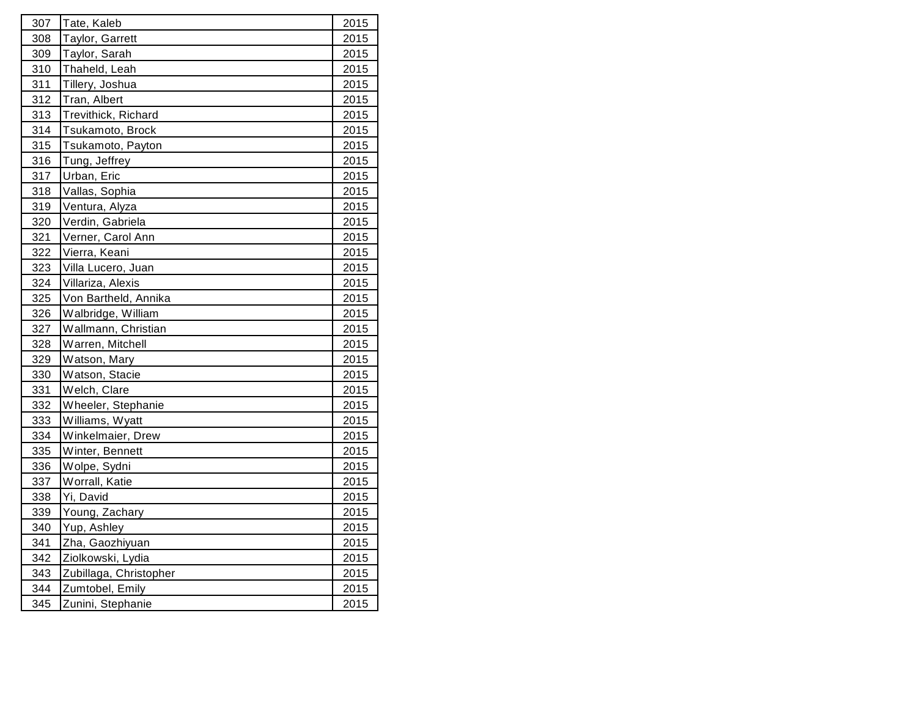| | | |
|---|---|---|
| 307 | Tate, Kaleb | 2015 |
| 308 | Taylor, Garrett | 2015 |
| 309 | Taylor, Sarah | 2015 |
| 310 | Thaheld, Leah | 2015 |
| 311 | Tillery, Joshua | 2015 |
| 312 | Tran, Albert | 2015 |
| 313 | Trevithick, Richard | 2015 |
| 314 | Tsukamoto, Brock | 2015 |
| 315 | Tsukamoto, Payton | 2015 |
| 316 | Tung, Jeffrey | 2015 |
| 317 | Urban, Eric | 2015 |
| 318 | Vallas, Sophia | 2015 |
| 319 | Ventura, Alyza | 2015 |
| 320 | Verdin, Gabriela | 2015 |
| 321 | Verner, Carol Ann | 2015 |
| 322 | Vierra, Keani | 2015 |
| 323 | Villa Lucero, Juan | 2015 |
| 324 | Villariza, Alexis | 2015 |
| 325 | Von Bartheld, Annika | 2015 |
| 326 | Walbridge, William | 2015 |
| 327 | Wallmann, Christian | 2015 |
| 328 | Warren, Mitchell | 2015 |
| 329 | Watson, Mary | 2015 |
| 330 | Watson, Stacie | 2015 |
| 331 | Welch, Clare | 2015 |
| 332 | Wheeler, Stephanie | 2015 |
| 333 | Williams, Wyatt | 2015 |
| 334 | Winkelmaier, Drew | 2015 |
| 335 | Winter, Bennett | 2015 |
| 336 | Wolpe, Sydni | 2015 |
| 337 | Worrall, Katie | 2015 |
| 338 | Yi, David | 2015 |
| 339 | Young, Zachary | 2015 |
| 340 | Yup, Ashley | 2015 |
| 341 | Zha, Gaozhiyuan | 2015 |
| 342 | Ziolkowski, Lydia | 2015 |
| 343 | Zubillaga, Christopher | 2015 |
| 344 | Zumtobel, Emily | 2015 |
| 345 | Zunini, Stephanie | 2015 |